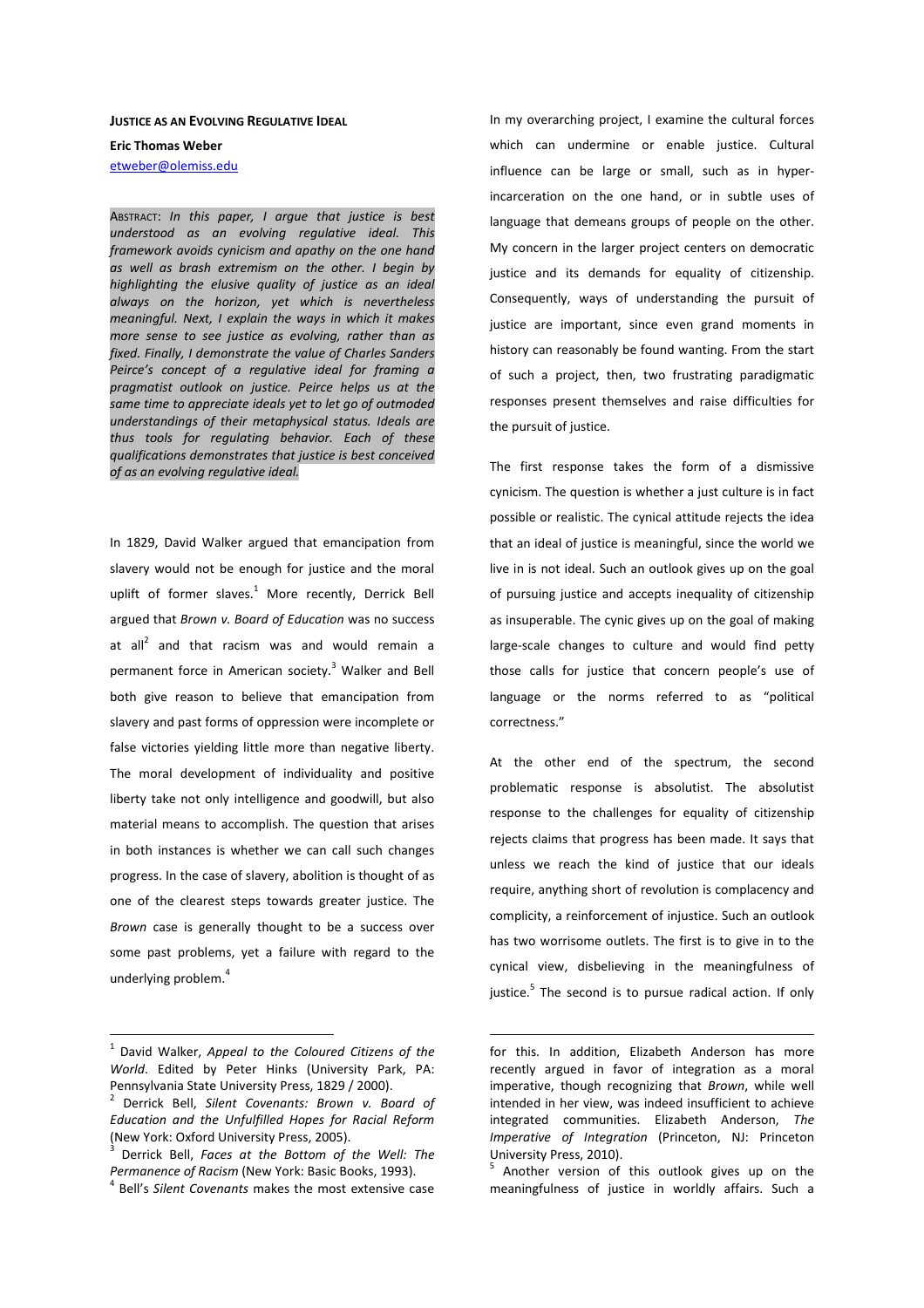# JUSTICE AS AN EVOLVING REGULATIVE IDEAL

**Eric Thomas Weber**

etweber@olemiss.edu

ABSTRACT: *In this paper, I argue that justice is best understood as an evolving regulative ideal. This framework avoids cynicism and apathy on the one hand as well as brash extremism on the other. I begin by highlighting the elusive quality of justice as an ideal always on the horizon, yet which is nevertheless meaningful. Next, I explain the ways in which it makes more sense to see justice as evolving, rather than as fixed. Finally, I demonstrate the value of Charles Sanders Peirce's concept of a regulative ideal for framing a pragmatist outlook on justice. Peirce helps us at the same time to appreciate ideals yet to let go of outmoded understandings of their metaphysical status. Ideals are thus tools for regulating behavior. Each of these qualifications demonstrates that justice is best conceived of as an evolving regulative ideal.*

In 1829, David Walker argued that emancipation from slavery would not be enough for justice and the moral uplift of former slaves.[1] More recently, Derrick Bell argued that *Brown v. Board of Education* was no success at all[2] and that racism was and would remain a permanent force in American society.[3] Walker and Bell both give reason to believe that emancipation from slavery and past forms of oppression were incomplete or false victories yielding little more than negative liberty. The moral development of individuality and positive liberty take not only intelligence and goodwill, but also material means to accomplish. The question that arises in both instances is whether we can call such changes progress. In the case of slavery, abolition is thought of as one of the clearest steps towards greater justice. The *Brown* case is generally thought to be a success over some past problems, yet a failure with regard to the underlying problem.[4]

In my overarching project, I examine the cultural forces which can undermine or enable justice. Cultural influence can be large or small, such as in hyper-incarceration on the one hand, or in subtle uses of language that demeans groups of people on the other. My concern in the larger project centers on democratic justice and its demands for equality of citizenship. Consequently, ways of understanding the pursuit of justice are important, since even grand moments in history can reasonably be found wanting. From the start of such a project, then, two frustrating paradigmatic responses present themselves and raise difficulties for the pursuit of justice.

The first response takes the form of a dismissive cynicism. The question is whether a just culture is in fact possible or realistic. The cynical attitude rejects the idea that an ideal of justice is meaningful, since the world we live in is not ideal. Such an outlook gives up on the goal of pursuing justice and accepts inequality of citizenship as insuperable. The cynic gives up on the goal of making large-scale changes to culture and would find petty those calls for justice that concern people's use of language or the norms referred to as "political correctness."

At the other end of the spectrum, the second problematic response is absolutist. The absolutist response to the challenges for equality of citizenship rejects claims that progress has been made. It says that unless we reach the kind of justice that our ideals require, anything short of revolution is complacency and complicity, a reinforcement of injustice. Such an outlook has two worrisome outlets. The first is to give in to the cynical view, disbelieving in the meaningfulness of justice.[5] The second is to pursue radical action. If only

---

[1] David Walker, *Appeal to the Coloured Citizens of the World*. Edited by Peter Hinks (University Park, PA: Pennsylvania State University Press, 1829 / 2000).

[2] Derrick Bell, *Silent Covenants: Brown v. Board of Education and the Unfulfilled Hopes for Racial Reform* (New York: Oxford University Press, 2005).

[3] Derrick Bell, *Faces at the Bottom of the Well: The Permanence of Racism* (New York: Basic Books, 1993).

[4] Bell's *Silent Covenants* makes the most extensive case for this. In addition, Elizabeth Anderson has more recently argued in favor of integration as a moral imperative, though recognizing that *Brown*, while well intended in her view, was indeed insufficient to achieve integrated communities. Elizabeth Anderson, *The Imperative of Integration* (Princeton, NJ: Princeton University Press, 2010).

[5] Another version of this outlook gives up on the meaningfulness of justice in worldly affairs. Such a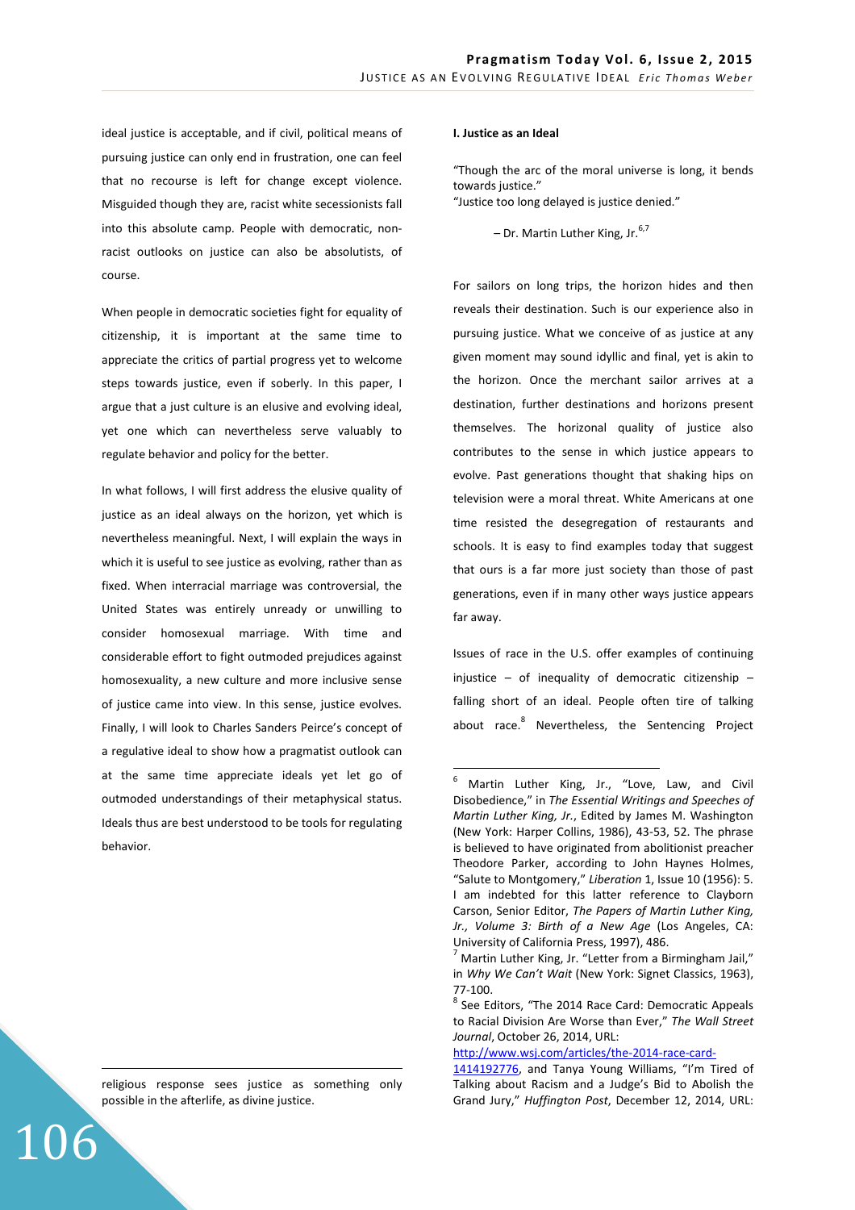ideal justice is acceptable, and if civil, political means of pursuing justice can only end in frustration, one can feel that no recourse is left for change except violence. Misguided though they are, racist white secessionists fall into this absolute camp. People with democratic, non-racist outlooks on justice can also be absolutists, of course.

When people in democratic societies fight for equality of citizenship, it is important at the same time to appreciate the critics of partial progress yet to welcome steps towards justice, even if soberly. In this paper, I argue that a just culture is an elusive and evolving ideal, yet one which can nevertheless serve valuably to regulate behavior and policy for the better.

In what follows, I will first address the elusive quality of justice as an ideal always on the horizon, yet which is nevertheless meaningful. Next, I will explain the ways in which it is useful to see justice as evolving, rather than as fixed. When interracial marriage was controversial, the United States was entirely unready or unwilling to consider homosexual marriage. With time and considerable effort to fight outmoded prejudices against homosexuality, a new culture and more inclusive sense of justice came into view. In this sense, justice evolves. Finally, I will look to Charles Sanders Peirce's concept of a regulative ideal to show how a pragmatist outlook can at the same time appreciate ideals yet let go of outmoded understandings of their metaphysical status. Ideals thus are best understood to be tools for regulating behavior.

religious response sees justice as something only possible in the afterlife, as divine justice.

## I. Justice as an Ideal

"Though the arc of the moral universe is long, it bends towards justice."
"Justice too long delayed is justice denied."

– Dr. Martin Luther King, Jr.[6,7]

For sailors on long trips, the horizon hides and then reveals their destination. Such is our experience also in pursuing justice. What we conceive of as justice at any given moment may sound idyllic and final, yet is akin to the horizon. Once the merchant sailor arrives at a destination, further destinations and horizons present themselves. The horizonal quality of justice also contributes to the sense in which justice appears to evolve. Past generations thought that shaking hips on television were a moral threat. White Americans at one time resisted the desegregation of restaurants and schools. It is easy to find examples today that suggest that ours is a far more just society than those of past generations, even if in many other ways justice appears far away.

Issues of race in the U.S. offer examples of continuing injustice – of inequality of democratic citizenship – falling short of an ideal. People often tire of talking about race.[8] Nevertheless, the Sentencing Project

---

[6] Martin Luther King, Jr., "Love, Law, and Civil Disobedience," in *The Essential Writings and Speeches of Martin Luther King, Jr.*, Edited by James M. Washington (New York: Harper Collins, 1986), 43-53, 52. The phrase is believed to have originated from abolitionist preacher Theodore Parker, according to John Haynes Holmes, "Salute to Montgomery," *Liberation* 1, Issue 10 (1956): 5. I am indebted for this latter reference to Clayborn Carson, Senior Editor, *The Papers of Martin Luther King, Jr., Volume 3: Birth of a New Age* (Los Angeles, CA: University of California Press, 1997), 486.

[7] Martin Luther King, Jr. "Letter from a Birmingham Jail," in *Why We Can't Wait* (New York: Signet Classics, 1963), 77-100.

[8] See Editors, "The 2014 Race Card: Democratic Appeals to Racial Division Are Worse than Ever," *The Wall Street Journal*, October 26, 2014, URL: http://www.wsj.com/articles/the-2014-race-card-1414192776, and Tanya Young Williams, "I'm Tired of Talking about Racism and a Judge's Bid to Abolish the Grand Jury," *Huffington Post*, December 12, 2014, URL: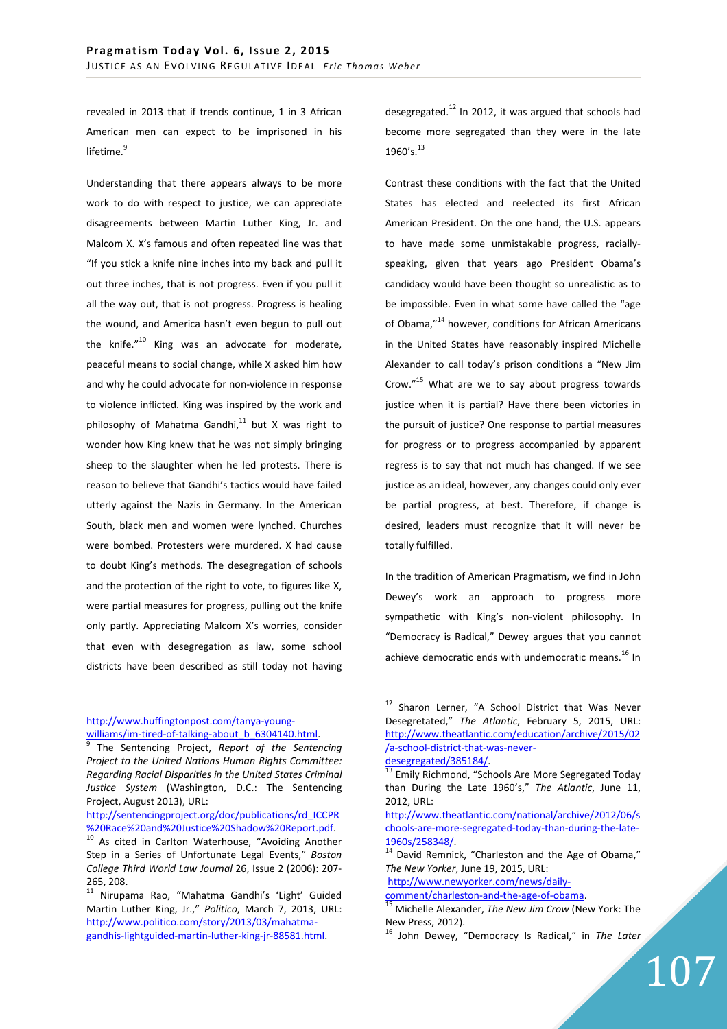revealed in 2013 that if trends continue, 1 in 3 African American men can expect to be imprisoned in his lifetime.[9]

Understanding that there appears always to be more work to do with respect to justice, we can appreciate disagreements between Martin Luther King, Jr. and Malcom X. X's famous and often repeated line was that "If you stick a knife nine inches into my back and pull it out three inches, that is not progress. Even if you pull it all the way out, that is not progress. Progress is healing the wound, and America hasn't even begun to pull out the knife."[10] King was an advocate for moderate, peaceful means to social change, while X asked him how and why he could advocate for non-violence in response to violence inflicted. King was inspired by the work and philosophy of Mahatma Gandhi,[11] but X was right to wonder how King knew that he was not simply bringing sheep to the slaughter when he led protests. There is reason to believe that Gandhi's tactics would have failed utterly against the Nazis in Germany. In the American South, black men and women were lynched. Churches were bombed. Protesters were murdered. X had cause to doubt King's methods. The desegregation of schools and the protection of the right to vote, to figures like X, were partial measures for progress, pulling out the knife only partly. Appreciating Malcom X's worries, consider that even with desegregation as law, some school districts have been described as still today not having desegregated.[12] In 2012, it was argued that schools had become more segregated than they were in the late 1960's.[13]

Contrast these conditions with the fact that the United States has elected and reelected its first African American President. On the one hand, the U.S. appears to have made some unmistakable progress, racially-speaking, given that years ago President Obama's candidacy would have been thought so unrealistic as to be impossible. Even in what some have called the "age of Obama,"[14] however, conditions for African Americans in the United States have reasonably inspired Michelle Alexander to call today's prison conditions a "New Jim Crow."[15] What are we to say about progress towards justice when it is partial? Have there been victories in the pursuit of justice? One response to partial measures for progress or to progress accompanied by apparent regress is to say that not much has changed. If we see justice as an ideal, however, any changes could only ever be partial progress, at best. Therefore, if change is desired, leaders must recognize that it will never be totally fulfilled.

In the tradition of American Pragmatism, we find in John Dewey's work an approach to progress more sympathetic with King's non-violent philosophy. In "Democracy is Radical," Dewey argues that you cannot achieve democratic ends with undemocratic means.[16] In

---

http://www.huffingtonpost.com/tanya-young-williams/im-tired-of-talking-about_b_6304140.html.

[9] The Sentencing Project, *Report of the Sentencing Project to the United Nations Human Rights Committee: Regarding Racial Disparities in the United States Criminal Justice System* (Washington, D.C.: The Sentencing Project, August 2013), URL: http://sentencingproject.org/doc/publications/rd_ICCPR%20Race%20and%20Justice%20Shadow%20Report.pdf.

[10] As cited in Carlton Waterhouse, "Avoiding Another Step in a Series of Unfortunate Legal Events," *Boston College Third World Law Journal* 26, Issue 2 (2006): 207-265, 208.

[11] Nirupama Rao, "Mahatma Gandhi's 'Light' Guided Martin Luther King, Jr.," *Politico*, March 7, 2013, URL: http://www.politico.com/story/2013/03/mahatma-gandhis-lightguided-martin-luther-king-jr-88581.html.

[12] Sharon Lerner, "A School District that Was Never Desegretated," *The Atlantic*, February 5, 2015, URL: http://www.theatlantic.com/education/archive/2015/02/a-school-district-that-was-never-desegregated/385184/.

[13] Emily Richmond, "Schools Are More Segregated Today than During the Late 1960's," *The Atlantic*, June 11, 2012, URL: http://www.theatlantic.com/national/archive/2012/06/schools-are-more-segregated-today-than-during-the-late-1960s/258348/.

[14] David Remnick, "Charleston and the Age of Obama," *The New Yorker*, June 19, 2015, URL: http://www.newyorker.com/news/daily-comment/charleston-and-the-age-of-obama.

[15] Michelle Alexander, *The New Jim Crow* (New York: The New Press, 2012).

[16] John Dewey, "Democracy Is Radical," in *The Later*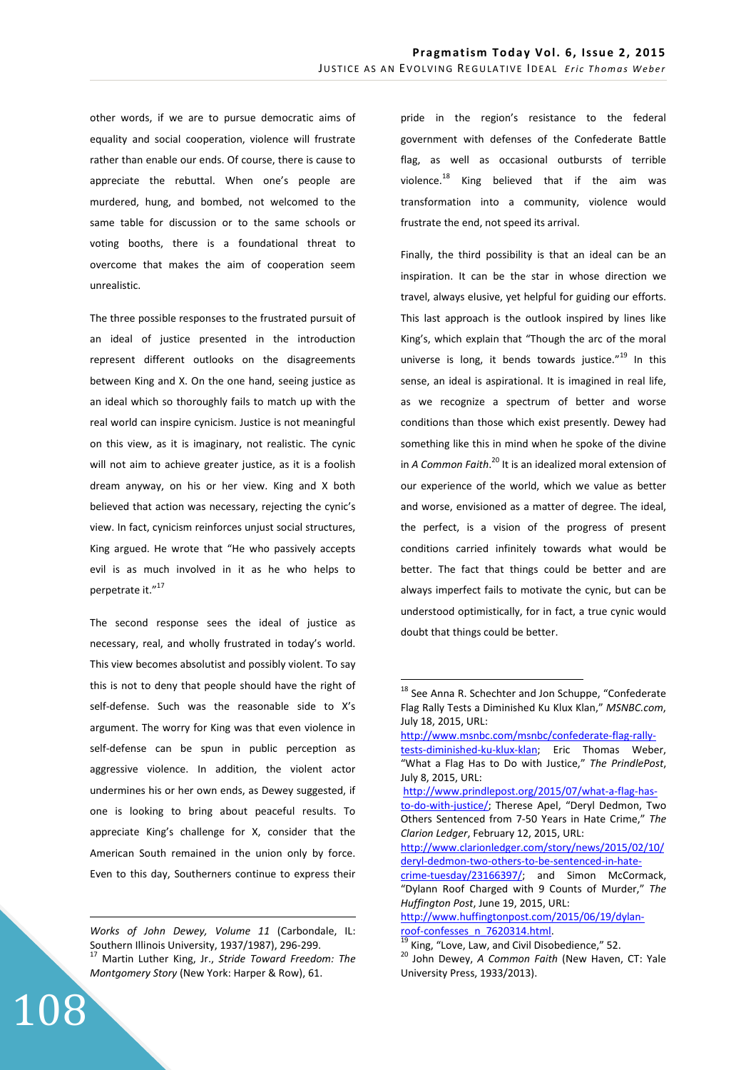other words, if we are to pursue democratic aims of equality and social cooperation, violence will frustrate rather than enable our ends. Of course, there is cause to appreciate the rebuttal. When one's people are murdered, hung, and bombed, not welcomed to the same table for discussion or to the same schools or voting booths, there is a foundational threat to overcome that makes the aim of cooperation seem unrealistic.

The three possible responses to the frustrated pursuit of an ideal of justice presented in the introduction represent different outlooks on the disagreements between King and X. On the one hand, seeing justice as an ideal which so thoroughly fails to match up with the real world can inspire cynicism. Justice is not meaningful on this view, as it is imaginary, not realistic. The cynic will not aim to achieve greater justice, as it is a foolish dream anyway, on his or her view. King and X both believed that action was necessary, rejecting the cynic's view. In fact, cynicism reinforces unjust social structures, King argued. He wrote that "He who passively accepts evil is as much involved in it as he who helps to perpetrate it."[17]

The second response sees the ideal of justice as necessary, real, and wholly frustrated in today's world. This view becomes absolutist and possibly violent. To say this is not to deny that people should have the right of self-defense. Such was the reasonable side to X's argument. The worry for King was that even violence in self-defense can be spun in public perception as aggressive violence. In addition, the violent actor undermines his or her own ends, as Dewey suggested, if one is looking to bring about peaceful results. To appreciate King's challenge for X, consider that the American South remained in the union only by force. Even to this day, Southerners continue to express their pride in the region's resistance to the federal government with defenses of the Confederate Battle flag, as well as occasional outbursts of terrible violence.[18] King believed that if the aim was transformation into a community, violence would frustrate the end, not speed its arrival.

Finally, the third possibility is that an ideal can be an inspiration. It can be the star in whose direction we travel, always elusive, yet helpful for guiding our efforts. This last approach is the outlook inspired by lines like King's, which explain that "Though the arc of the moral universe is long, it bends towards justice."[19] In this sense, an ideal is aspirational. It is imagined in real life, as we recognize a spectrum of better and worse conditions than those which exist presently. Dewey had something like this in mind when he spoke of the divine in *A Common Faith*.[20] It is an idealized moral extension of our experience of the world, which we value as better and worse, envisioned as a matter of degree. The ideal, the perfect, is a vision of the progress of present conditions carried infinitely towards what would be better. The fact that things could be better and are always imperfect fails to motivate the cynic, but can be understood optimistically, for in fact, a true cynic would doubt that things could be better.

---

*Works of John Dewey, Volume 11* (Carbondale, IL: Southern Illinois University, 1937/1987), 296-299.

[17] Martin Luther King, Jr., *Stride Toward Freedom: The Montgomery Story* (New York: Harper & Row), 61.

[18] See Anna R. Schechter and Jon Schuppe, "Confederate Flag Rally Tests a Diminished Ku Klux Klan," *MSNBC.com*, July 18, 2015, URL: http://www.msnbc.com/msnbc/confederate-flag-rally-tests-diminished-ku-klux-klan; Eric Thomas Weber, "What a Flag Has to Do with Justice," *The PrindlePost*, July 8, 2015, URL: http://www.prindlepost.org/2015/07/what-a-flag-has-to-do-with-justice/; Therese Apel, "Deryl Dedmon, Two Others Sentenced from 7-50 Years in Hate Crime," *The Clarion Ledger*, February 12, 2015, URL: http://www.clarionledger.com/story/news/2015/02/10/deryl-dedmon-two-others-to-be-sentenced-in-hate-crime-tuesday/23166397/; and Simon McCormack, "Dylann Roof Charged with 9 Counts of Murder," *The Huffington Post*, June 19, 2015, URL: http://www.huffingtonpost.com/2015/06/19/dylan-roof-confesses_n_7620314.html.

[19] King, "Love, Law, and Civil Disobedience," 52.

[20] John Dewey, *A Common Faith* (New Haven, CT: Yale University Press, 1933/2013).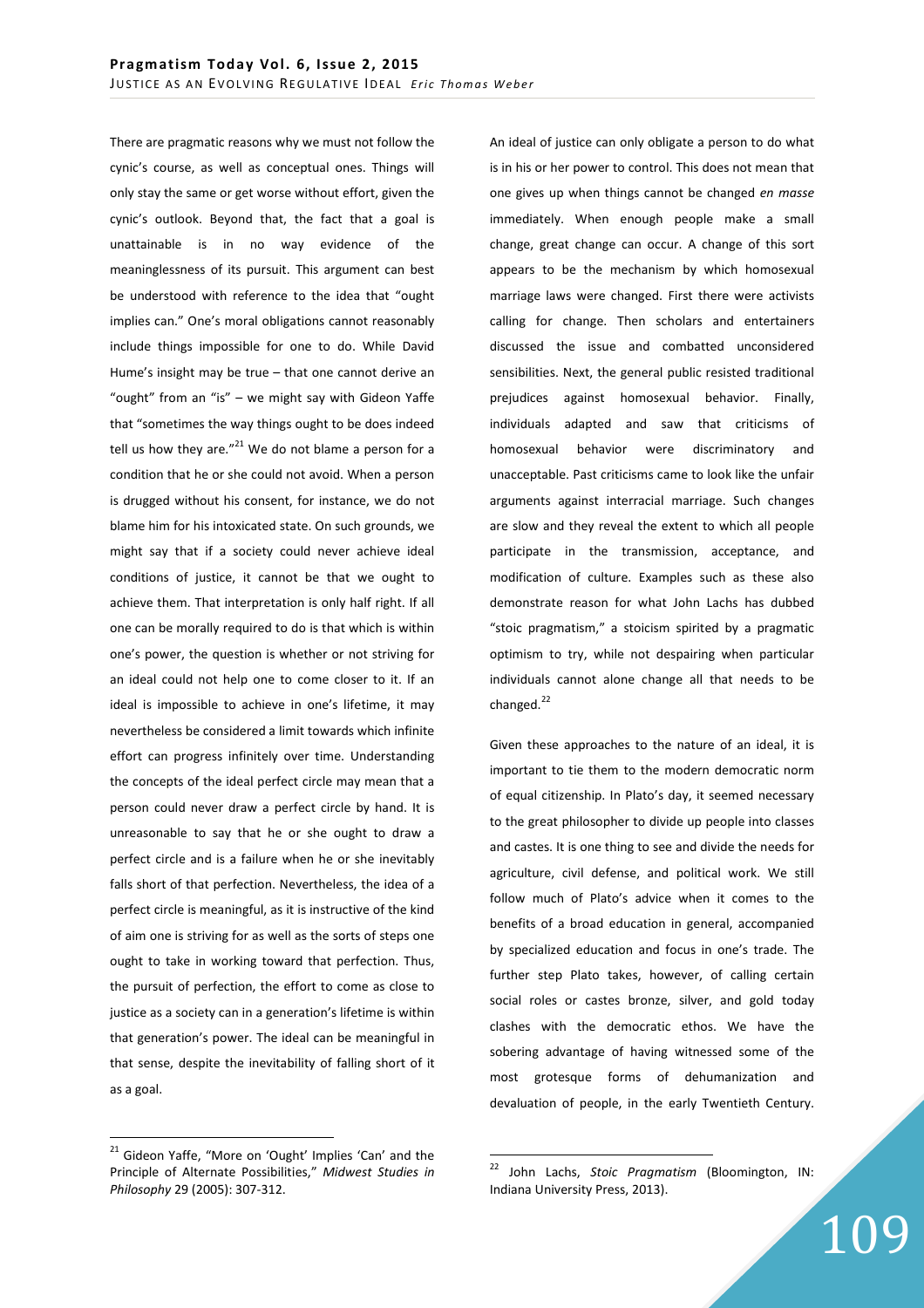There are pragmatic reasons why we must not follow the cynic's course, as well as conceptual ones. Things will only stay the same or get worse without effort, given the cynic's outlook. Beyond that, the fact that a goal is unattainable is in no way evidence of the meaninglessness of its pursuit. This argument can best be understood with reference to the idea that "ought implies can." One's moral obligations cannot reasonably include things impossible for one to do. While David Hume's insight may be true – that one cannot derive an "ought" from an "is" – we might say with Gideon Yaffe that "sometimes the way things ought to be does indeed tell us how they are."[21] We do not blame a person for a condition that he or she could not avoid. When a person is drugged without his consent, for instance, we do not blame him for his intoxicated state. On such grounds, we might say that if a society could never achieve ideal conditions of justice, it cannot be that we ought to achieve them. That interpretation is only half right. If all one can be morally required to do is that which is within one's power, the question is whether or not striving for an ideal could not help one to come closer to it. If an ideal is impossible to achieve in one's lifetime, it may nevertheless be considered a limit towards which infinite effort can progress infinitely over time. Understanding the concepts of the ideal perfect circle may mean that a person could never draw a perfect circle by hand. It is unreasonable to say that he or she ought to draw a perfect circle and is a failure when he or she inevitably falls short of that perfection. Nevertheless, the idea of a perfect circle is meaningful, as it is instructive of the kind of aim one is striving for as well as the sorts of steps one ought to take in working toward that perfection. Thus, the pursuit of perfection, the effort to come as close to justice as a society can in a generation's lifetime is within that generation's power. The ideal can be meaningful in that sense, despite the inevitability of falling short of it as a goal.

An ideal of justice can only obligate a person to do what is in his or her power to control. This does not mean that one gives up when things cannot be changed *en masse* immediately. When enough people make a small change, great change can occur. A change of this sort appears to be the mechanism by which homosexual marriage laws were changed. First there were activists calling for change. Then scholars and entertainers discussed the issue and combatted unconsidered sensibilities. Next, the general public resisted traditional prejudices against homosexual behavior. Finally, individuals adapted and saw that criticisms of homosexual behavior were discriminatory and unacceptable. Past criticisms came to look like the unfair arguments against interracial marriage. Such changes are slow and they reveal the extent to which all people participate in the transmission, acceptance, and modification of culture. Examples such as these also demonstrate reason for what John Lachs has dubbed "stoic pragmatism," a stoicism spirited by a pragmatic optimism to try, while not despairing when particular individuals cannot alone change all that needs to be changed.[22]

Given these approaches to the nature of an ideal, it is important to tie them to the modern democratic norm of equal citizenship. In Plato's day, it seemed necessary to the great philosopher to divide up people into classes and castes. It is one thing to see and divide the needs for agriculture, civil defense, and political work. We still follow much of Plato's advice when it comes to the benefits of a broad education in general, accompanied by specialized education and focus in one's trade. The further step Plato takes, however, of calling certain social roles or castes bronze, silver, and gold today clashes with the democratic ethos. We have the sobering advantage of having witnessed some of the most grotesque forms of dehumanization and devaluation of people, in the early Twentieth Century.

---

[21] Gideon Yaffe, "More on 'Ought' Implies 'Can' and the Principle of Alternate Possibilities," *Midwest Studies in Philosophy* 29 (2005): 307-312.

[22] John Lachs, *Stoic Pragmatism* (Bloomington, IN: Indiana University Press, 2013).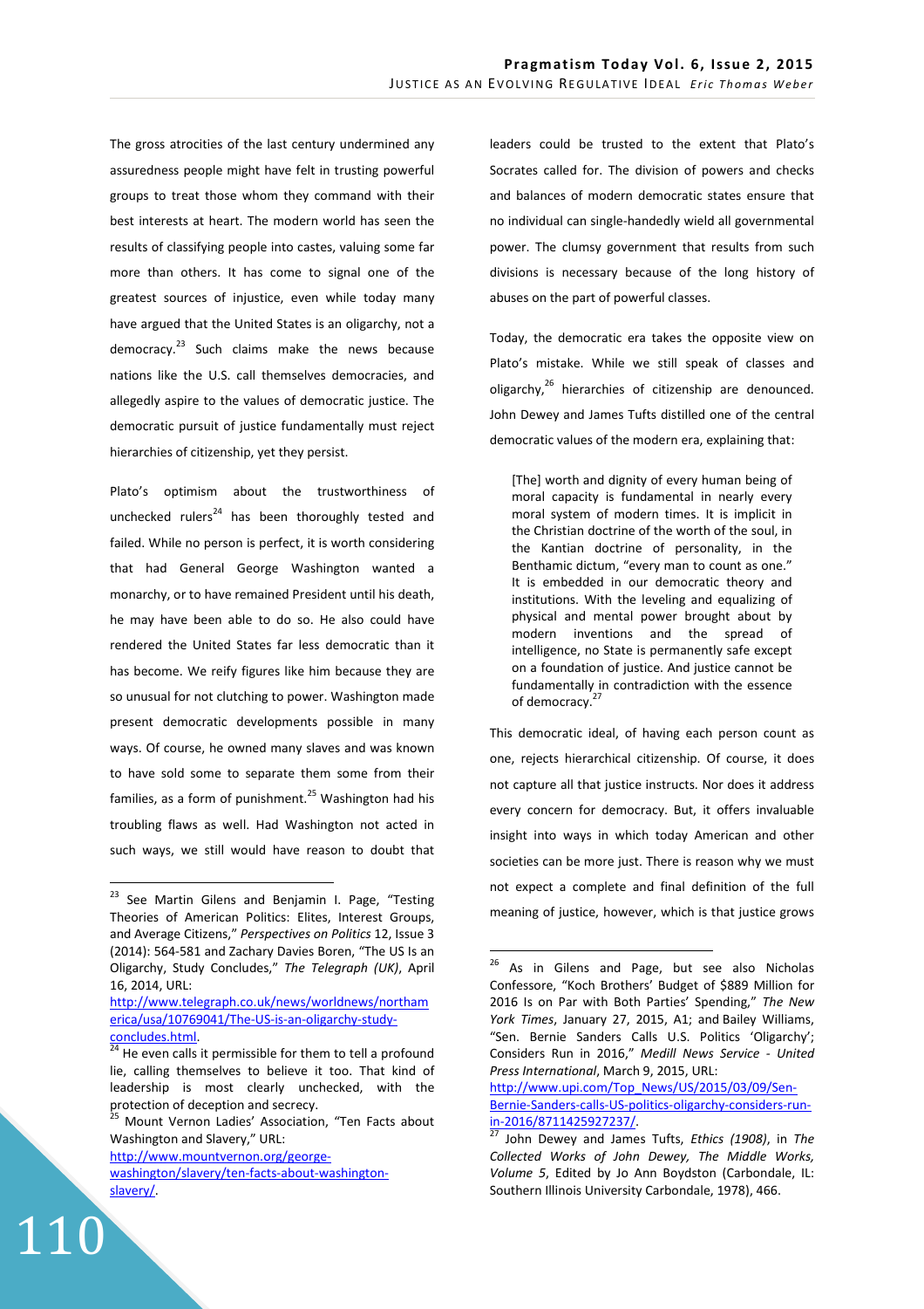The gross atrocities of the last century undermined any assuredness people might have felt in trusting powerful groups to treat those whom they command with their best interests at heart. The modern world has seen the results of classifying people into castes, valuing some far more than others. It has come to signal one of the greatest sources of injustice, even while today many have argued that the United States is an oligarchy, not a democracy.[23] Such claims make the news because nations like the U.S. call themselves democracies, and allegedly aspire to the values of democratic justice. The democratic pursuit of justice fundamentally must reject hierarchies of citizenship, yet they persist.

Plato's optimism about the trustworthiness of unchecked rulers[24] has been thoroughly tested and failed. While no person is perfect, it is worth considering that had General George Washington wanted a monarchy, or to have remained President until his death, he may have been able to do so. He also could have rendered the United States far less democratic than it has become. We reify figures like him because they are so unusual for not clutching to power. Washington made present democratic developments possible in many ways. Of course, he owned many slaves and was known to have sold some to separate them some from their families, as a form of punishment.[25] Washington had his troubling flaws as well. Had Washington not acted in such ways, we still would have reason to doubt that leaders could be trusted to the extent that Plato's Socrates called for. The division of powers and checks and balances of modern democratic states ensure that no individual can single-handedly wield all governmental power. The clumsy government that results from such divisions is necessary because of the long history of abuses on the part of powerful classes.

Today, the democratic era takes the opposite view on Plato's mistake. While we still speak of classes and oligarchy,[26] hierarchies of citizenship are denounced. John Dewey and James Tufts distilled one of the central democratic values of the modern era, explaining that:

> [The] worth and dignity of every human being of moral capacity is fundamental in nearly every moral system of modern times. It is implicit in the Christian doctrine of the worth of the soul, in the Kantian doctrine of personality, in the Benthamic dictum, "every man to count as one." It is embedded in our democratic theory and institutions. With the leveling and equalizing of physical and mental power brought about by modern inventions and the spread of intelligence, no State is permanently safe except on a foundation of justice. And justice cannot be fundamentally in contradiction with the essence of democracy.[27]

This democratic ideal, of having each person count as one, rejects hierarchical citizenship. Of course, it does not capture all that justice instructs. Nor does it address every concern for democracy. But, it offers invaluable insight into ways in which today American and other societies can be more just. There is reason why we must not expect a complete and final definition of the full meaning of justice, however, which is that justice grows

---

[23] See Martin Gilens and Benjamin I. Page, "Testing Theories of American Politics: Elites, Interest Groups, and Average Citizens," *Perspectives on Politics* 12, Issue 3 (2014): 564-581 and Zachary Davies Boren, "The US Is an Oligarchy, Study Concludes," *The Telegraph (UK)*, April 16, 2014, URL: http://www.telegraph.co.uk/news/worldnews/northamerica/usa/10769041/The-US-is-an-oligarchy-study-concludes.html.

[24] He even calls it permissible for them to tell a profound lie, calling themselves to believe it too. That kind of leadership is most clearly unchecked, with the protection of deception and secrecy.

[25] Mount Vernon Ladies' Association, "Ten Facts about Washington and Slavery," URL: http://www.mountvernon.org/george-washington/slavery/ten-facts-about-washington-slavery/.

[26] As in Gilens and Page, but see also Nicholas Confessore, "Koch Brothers' Budget of $889 Million for 2016 Is on Par with Both Parties' Spending," *The New York Times*, January 27, 2015, A1; and Bailey Williams, "Sen. Bernie Sanders Calls U.S. Politics 'Oligarchy'; Considers Run in 2016," *Medill News Service - United Press International*, March 9, 2015, URL: http://www.upi.com/Top_News/US/2015/03/09/Sen-Bernie-Sanders-calls-US-politics-oligarchy-considers-run-in-2016/8711425927237/.

[27] John Dewey and James Tufts, *Ethics (1908)*, in *The Collected Works of John Dewey, The Middle Works, Volume 5*, Edited by Jo Ann Boydston (Carbondale, IL: Southern Illinois University Carbondale, 1978), 466.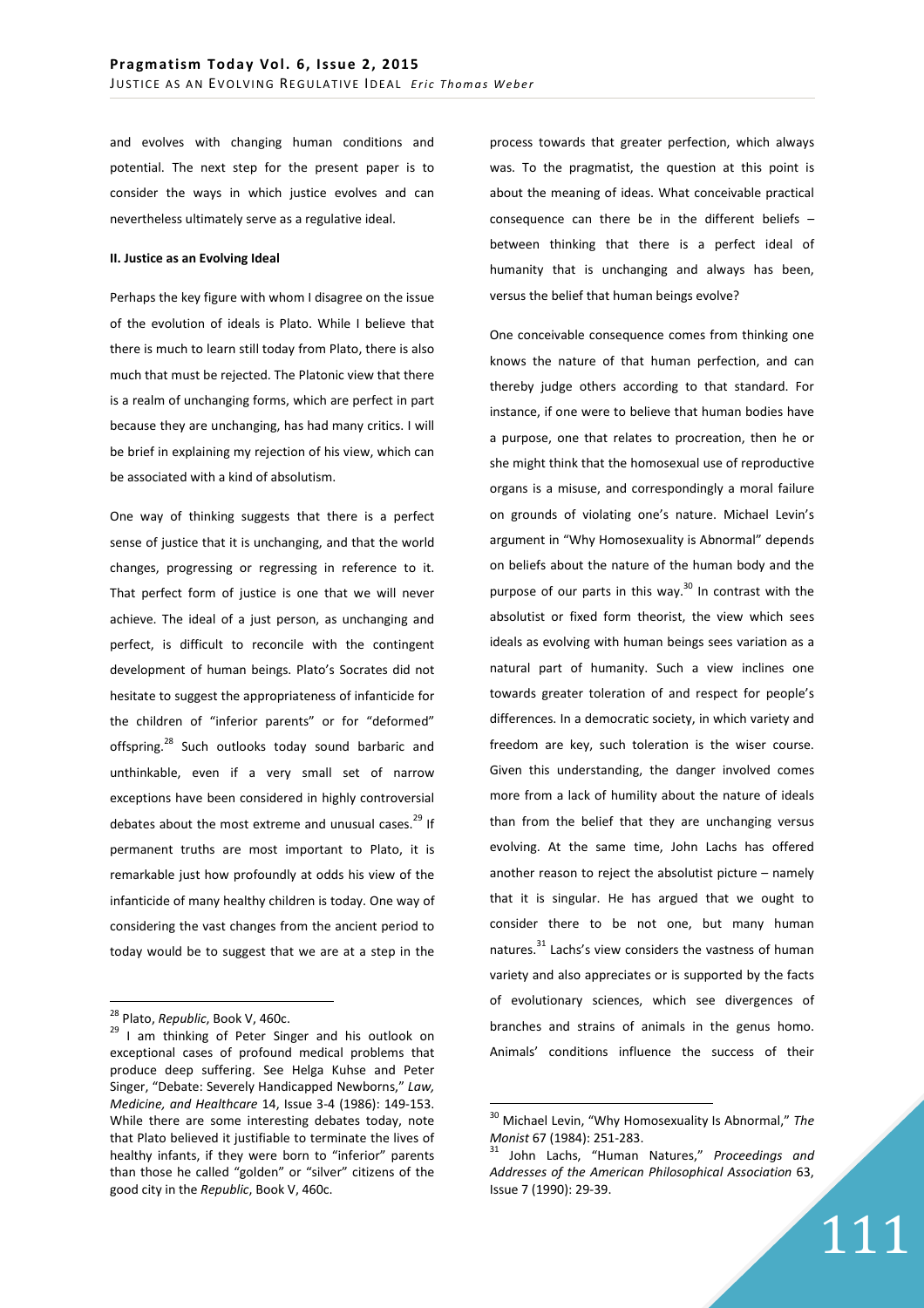and evolves with changing human conditions and potential. The next step for the present paper is to consider the ways in which justice evolves and can nevertheless ultimately serve as a regulative ideal.

**II. Justice as an Evolving Ideal**

Perhaps the key figure with whom I disagree on the issue of the evolution of ideals is Plato. While I believe that there is much to learn still today from Plato, there is also much that must be rejected. The Platonic view that there is a realm of unchanging forms, which are perfect in part because they are unchanging, has had many critics. I will be brief in explaining my rejection of his view, which can be associated with a kind of absolutism.

One way of thinking suggests that there is a perfect sense of justice that it is unchanging, and that the world changes, progressing or regressing in reference to it. That perfect form of justice is one that we will never achieve. The ideal of a just person, as unchanging and perfect, is difficult to reconcile with the contingent development of human beings. Plato's Socrates did not hesitate to suggest the appropriateness of infanticide for the children of "inferior parents" or for "deformed" offspring.[28] Such outlooks today sound barbaric and unthinkable, even if a very small set of narrow exceptions have been considered in highly controversial debates about the most extreme and unusual cases.[29] If permanent truths are most important to Plato, it is remarkable just how profoundly at odds his view of the infanticide of many healthy children is today. One way of considering the vast changes from the ancient period to today would be to suggest that we are at a step in the process towards that greater perfection, which always was. To the pragmatist, the question at this point is about the meaning of ideas. What conceivable practical consequence can there be in the different beliefs – between thinking that there is a perfect ideal of humanity that is unchanging and always has been, versus the belief that human beings evolve?

One conceivable consequence comes from thinking one knows the nature of that human perfection, and can thereby judge others according to that standard. For instance, if one were to believe that human bodies have a purpose, one that relates to procreation, then he or she might think that the homosexual use of reproductive organs is a misuse, and correspondingly a moral failure on grounds of violating one's nature. Michael Levin's argument in "Why Homosexuality is Abnormal" depends on beliefs about the nature of the human body and the purpose of our parts in this way.[30] In contrast with the absolutist or fixed form theorist, the view which sees ideals as evolving with human beings sees variation as a natural part of humanity. Such a view inclines one towards greater toleration of and respect for people's differences. In a democratic society, in which variety and freedom are key, such toleration is the wiser course. Given this understanding, the danger involved comes more from a lack of humility about the nature of ideals than from the belief that they are unchanging versus evolving. At the same time, John Lachs has offered another reason to reject the absolutist picture – namely that it is singular. He has argued that we ought to consider there to be not one, but many human natures.[31] Lachs's view considers the vastness of human variety and also appreciates or is supported by the facts of evolutionary sciences, which see divergences of branches and strains of animals in the genus homo. Animals' conditions influence the success of their

---

[28] Plato, *Republic*, Book V, 460c.

[29] I am thinking of Peter Singer and his outlook on exceptional cases of profound medical problems that produce deep suffering. See Helga Kuhse and Peter Singer, "Debate: Severely Handicapped Newborns," *Law, Medicine, and Healthcare* 14, Issue 3-4 (1986): 149-153. While there are some interesting debates today, note that Plato believed it justifiable to terminate the lives of healthy infants, if they were born to "inferior" parents than those he called "golden" or "silver" citizens of the good city in the *Republic*, Book V, 460c.

[30] Michael Levin, "Why Homosexuality Is Abnormal," *The Monist* 67 (1984): 251-283.

[31] John Lachs, "Human Natures," *Proceedings and Addresses of the American Philosophical Association* 63, Issue 7 (1990): 29-39.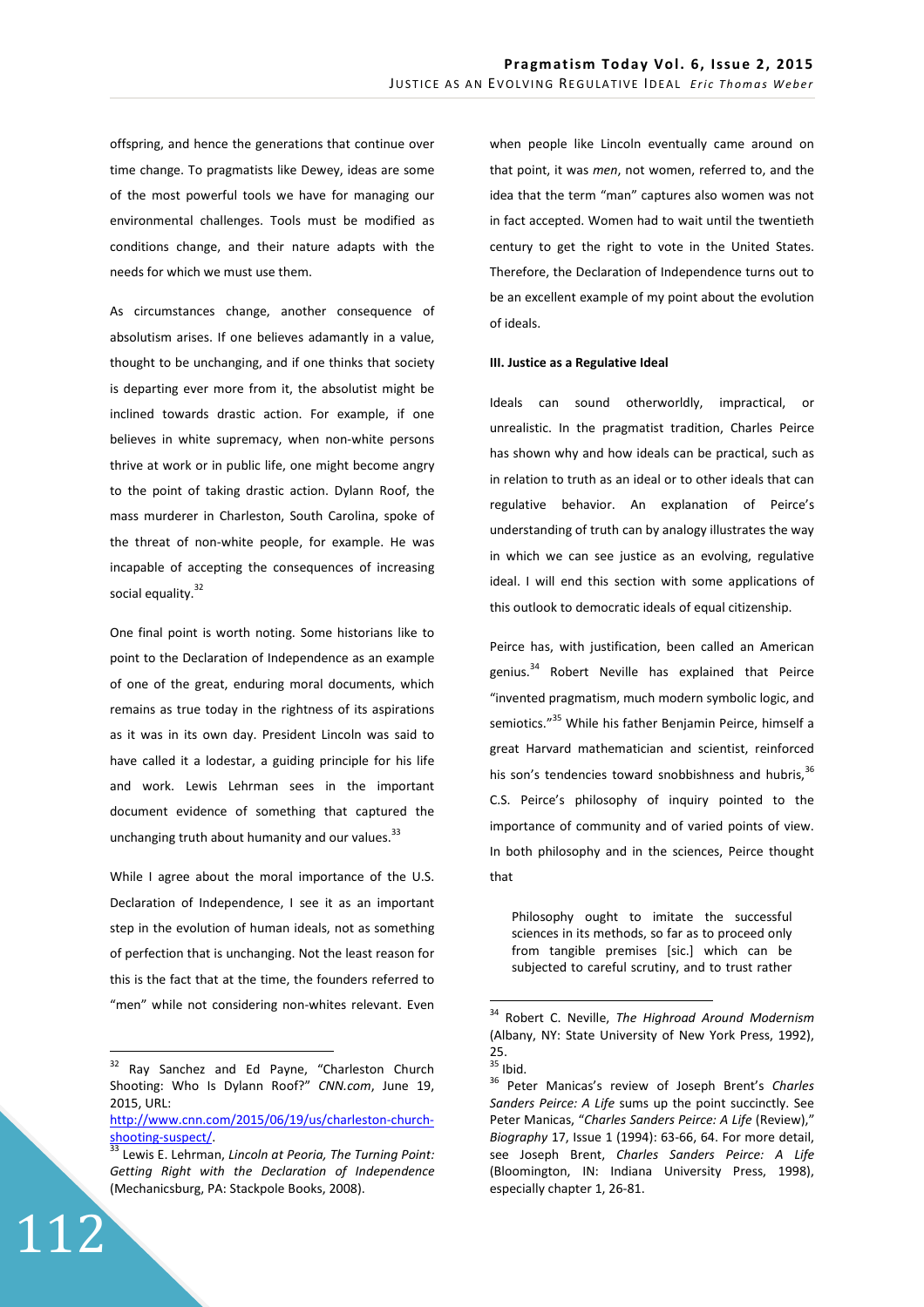offspring, and hence the generations that continue over time change. To pragmatists like Dewey, ideas are some of the most powerful tools we have for managing our environmental challenges. Tools must be modified as conditions change, and their nature adapts with the needs for which we must use them.

As circumstances change, another consequence of absolutism arises. If one believes adamantly in a value, thought to be unchanging, and if one thinks that society is departing ever more from it, the absolutist might be inclined towards drastic action. For example, if one believes in white supremacy, when non-white persons thrive at work or in public life, one might become angry to the point of taking drastic action. Dylann Roof, the mass murderer in Charleston, South Carolina, spoke of the threat of non-white people, for example. He was incapable of accepting the consequences of increasing social equality.[32]

One final point is worth noting. Some historians like to point to the Declaration of Independence as an example of one of the great, enduring moral documents, which remains as true today in the rightness of its aspirations as it was in its own day. President Lincoln was said to have called it a lodestar, a guiding principle for his life and work. Lewis Lehrman sees in the important document evidence of something that captured the unchanging truth about humanity and our values.[33]

While I agree about the moral importance of the U.S. Declaration of Independence, I see it as an important step in the evolution of human ideals, not as something of perfection that is unchanging. Not the least reason for this is the fact that at the time, the founders referred to "men" while not considering non-whites relevant. Even when people like Lincoln eventually came around on that point, it was *men*, not women, referred to, and the idea that the term "man" captures also women was not in fact accepted. Women had to wait until the twentieth century to get the right to vote in the United States. Therefore, the Declaration of Independence turns out to be an excellent example of my point about the evolution of ideals.

### III. Justice as a Regulative Ideal

Ideals can sound otherworldly, impractical, or unrealistic. In the pragmatist tradition, Charles Peirce has shown why and how ideals can be practical, such as in relation to truth as an ideal or to other ideals that can regulative behavior. An explanation of Peirce's understanding of truth can by analogy illustrates the way in which we can see justice as an evolving, regulative ideal. I will end this section with some applications of this outlook to democratic ideals of equal citizenship.

Peirce has, with justification, been called an American genius.[34] Robert Neville has explained that Peirce "invented pragmatism, much modern symbolic logic, and semiotics."[35] While his father Benjamin Peirce, himself a great Harvard mathematician and scientist, reinforced his son's tendencies toward snobbishness and hubris,[36] C.S. Peirce's philosophy of inquiry pointed to the importance of community and of varied points of view. In both philosophy and in the sciences, Peirce thought that

> Philosophy ought to imitate the successful sciences in its methods, so far as to proceed only from tangible premises [sic.] which can be subjected to careful scrutiny, and to trust rather

---

[32] Ray Sanchez and Ed Payne, "Charleston Church Shooting: Who Is Dylann Roof?" *CNN.com*, June 19, 2015, URL: http://www.cnn.com/2015/06/19/us/charleston-church-shooting-suspect/.

[33] Lewis E. Lehrman, *Lincoln at Peoria, The Turning Point: Getting Right with the Declaration of Independence* (Mechanicsburg, PA: Stackpole Books, 2008).

[34] Robert C. Neville, *The Highroad Around Modernism* (Albany, NY: State University of New York Press, 1992), 25.

[35] Ibid.

[36] Peter Manicas's review of Joseph Brent's *Charles Sanders Peirce: A Life* sums up the point succinctly. See Peter Manicas, "*Charles Sanders Peirce: A Life* (Review)," *Biography* 17, Issue 1 (1994): 63-66, 64. For more detail, see Joseph Brent, *Charles Sanders Peirce: A Life* (Bloomington, IN: Indiana University Press, 1998), especially chapter 1, 26-81.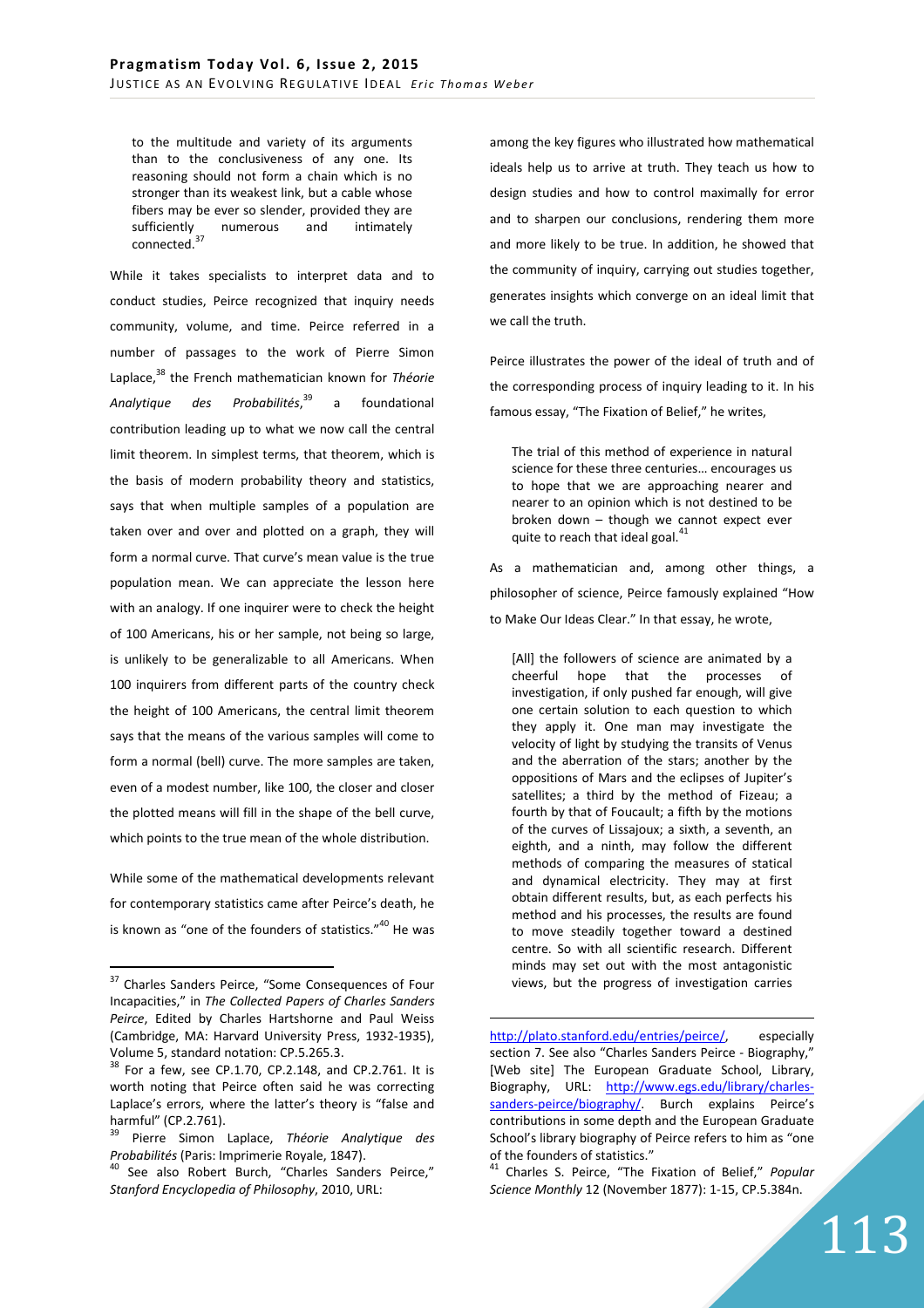> to the multitude and variety of its arguments than to the conclusiveness of any one. Its reasoning should not form a chain which is no stronger than its weakest link, but a cable whose fibers may be ever so slender, provided they are sufficiently numerous and intimately connected.[37]

While it takes specialists to interpret data and to conduct studies, Peirce recognized that inquiry needs community, volume, and time. Peirce referred in a number of passages to the work of Pierre Simon Laplace,[38] the French mathematician known for *Théorie Analytique des Probabilités*,[39] a foundational contribution leading up to what we now call the central limit theorem. In simplest terms, that theorem, which is the basis of modern probability theory and statistics, says that when multiple samples of a population are taken over and over and plotted on a graph, they will form a normal curve. That curve's mean value is the true population mean. We can appreciate the lesson here with an analogy. If one inquirer were to check the height of 100 Americans, his or her sample, not being so large, is unlikely to be generalizable to all Americans. When 100 inquirers from different parts of the country check the height of 100 Americans, the central limit theorem says that the means of the various samples will come to form a normal (bell) curve. The more samples are taken, even of a modest number, like 100, the closer and closer the plotted means will fill in the shape of the bell curve, which points to the true mean of the whole distribution.

While some of the mathematical developments relevant for contemporary statistics came after Peirce's death, he is known as "one of the founders of statistics."[40] He was among the key figures who illustrated how mathematical ideals help us to arrive at truth. They teach us how to design studies and how to control maximally for error and to sharpen our conclusions, rendering them more and more likely to be true. In addition, he showed that the community of inquiry, carrying out studies together, generates insights which converge on an ideal limit that we call the truth.

Peirce illustrates the power of the ideal of truth and of the corresponding process of inquiry leading to it. In his famous essay, "The Fixation of Belief," he writes,

> The trial of this method of experience in natural science for these three centuries… encourages us to hope that we are approaching nearer and nearer to an opinion which is not destined to be broken down – though we cannot expect ever quite to reach that ideal goal.[41]

As a mathematician and, among other things, a philosopher of science, Peirce famously explained "How to Make Our Ideas Clear." In that essay, he wrote,

> [All] the followers of science are animated by a cheerful hope that the processes of investigation, if only pushed far enough, will give one certain solution to each question to which they apply it. One man may investigate the velocity of light by studying the transits of Venus and the aberration of the stars; another by the oppositions of Mars and the eclipses of Jupiter's satellites; a third by the method of Fizeau; a fourth by that of Foucault; a fifth by the motions of the curves of Lissajoux; a sixth, a seventh, an eighth, and a ninth, may follow the different methods of comparing the measures of statical and dynamical electricity. They may at first obtain different results, but, as each perfects his method and his processes, the results are found to move steadily together toward a destined centre. So with all scientific research. Different minds may set out with the most antagonistic views, but the progress of investigation carries

---

[37] Charles Sanders Peirce, "Some Consequences of Four Incapacities," in *The Collected Papers of Charles Sanders Peirce*, Edited by Charles Hartshorne and Paul Weiss (Cambridge, MA: Harvard University Press, 1932-1935), Volume 5, standard notation: CP.5.265.3.

[38] For a few, see CP.1.70, CP.2.148, and CP.2.761. It is worth noting that Peirce often said he was correcting Laplace's errors, where the latter's theory is "false and harmful" (CP.2.761).

[39] Pierre Simon Laplace, *Théorie Analytique des Probabilités* (Paris: Imprimerie Royale, 1847).

[40] See also Robert Burch, "Charles Sanders Peirce," *Stanford Encyclopedia of Philosophy*, 2010, URL: http://plato.stanford.edu/entries/peirce/, especially section 7. See also "Charles Sanders Peirce - Biography," [Web site] The European Graduate School, Library, Biography, URL: http://www.egs.edu/library/charles-sanders-peirce/biography/. Burch explains Peirce's contributions in some depth and the European Graduate School's library biography of Peirce refers to him as "one of the founders of statistics."

[41] Charles S. Peirce, "The Fixation of Belief," *Popular Science Monthly* 12 (November 1877): 1-15, CP.5.384n.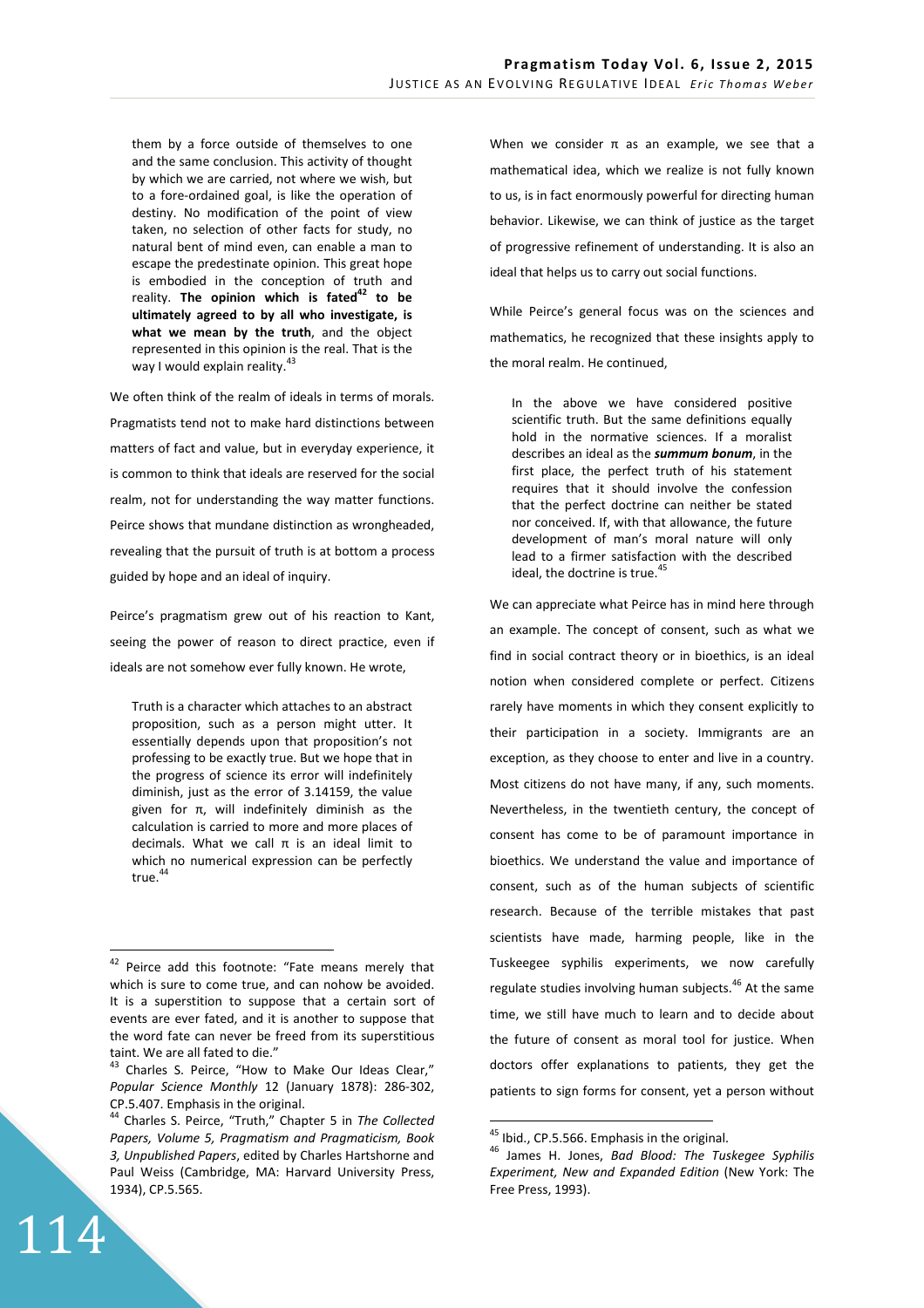> them by a force outside of themselves to one and the same conclusion. This activity of thought by which we are carried, not where we wish, but to a fore-ordained goal, is like the operation of destiny. No modification of the point of view taken, no selection of other facts for study, no natural bent of mind even, can enable a man to escape the predestinate opinion. This great hope is embodied in the conception of truth and reality. **The opinion which is fated[42] to be ultimately agreed to by all who investigate, is what we mean by the truth**, and the object represented in this opinion is the real. That is the way I would explain reality.[43]

We often think of the realm of ideals in terms of morals. Pragmatists tend not to make hard distinctions between matters of fact and value, but in everyday experience, it is common to think that ideals are reserved for the social realm, not for understanding the way matter functions. Peirce shows that mundane distinction as wrongheaded, revealing that the pursuit of truth is at bottom a process guided by hope and an ideal of inquiry.

Peirce's pragmatism grew out of his reaction to Kant, seeing the power of reason to direct practice, even if ideals are not somehow ever fully known. He wrote,

> Truth is a character which attaches to an abstract proposition, such as a person might utter. It essentially depends upon that proposition's not professing to be exactly true. But we hope that in the progress of science its error will indefinitely diminish, just as the error of 3.14159, the value given for π, will indefinitely diminish as the calculation is carried to more and more places of decimals. What we call π is an ideal limit to which no numerical expression can be perfectly true.[44]

When we consider π as an example, we see that a mathematical idea, which we realize is not fully known to us, is in fact enormously powerful for directing human behavior. Likewise, we can think of justice as the target of progressive refinement of understanding. It is also an ideal that helps us to carry out social functions.

While Peirce's general focus was on the sciences and mathematics, he recognized that these insights apply to the moral realm. He continued,

> In the above we have considered positive scientific truth. But the same definitions equally hold in the normative sciences. If a moralist describes an ideal as the ***summum bonum***, in the first place, the perfect truth of his statement requires that it should involve the confession that the perfect doctrine can neither be stated nor conceived. If, with that allowance, the future development of man's moral nature will only lead to a firmer satisfaction with the described ideal, the doctrine is true.[45]

We can appreciate what Peirce has in mind here through an example. The concept of consent, such as what we find in social contract theory or in bioethics, is an ideal notion when considered complete or perfect. Citizens rarely have moments in which they consent explicitly to their participation in a society. Immigrants are an exception, as they choose to enter and live in a country. Most citizens do not have many, if any, such moments. Nevertheless, in the twentieth century, the concept of consent has come to be of paramount importance in bioethics. We understand the value and importance of consent, such as of the human subjects of scientific research. Because of the terrible mistakes that past scientists have made, harming people, like in the Tuskeegee syphilis experiments, we now carefully regulate studies involving human subjects.[46] At the same time, we still have much to learn and to decide about the future of consent as moral tool for justice. When doctors offer explanations to patients, they get the patients to sign forms for consent, yet a person without

---

[42] Peirce add this footnote: "Fate means merely that which is sure to come true, and can nohow be avoided. It is a superstition to suppose that a certain sort of events are ever fated, and it is another to suppose that the word fate can never be freed from its superstitious taint. We are all fated to die."

[43] Charles S. Peirce, "How to Make Our Ideas Clear," *Popular Science Monthly* 12 (January 1878): 286-302, CP.5.407. Emphasis in the original.

[44] Charles S. Peirce, "Truth," Chapter 5 in *The Collected Papers, Volume 5, Pragmatism and Pragmaticism, Book 3, Unpublished Papers*, edited by Charles Hartshorne and Paul Weiss (Cambridge, MA: Harvard University Press, 1934), CP.5.565.

[45] Ibid., CP.5.566. Emphasis in the original.

[46] James H. Jones, *Bad Blood: The Tuskegee Syphilis Experiment, New and Expanded Edition* (New York: The Free Press, 1993).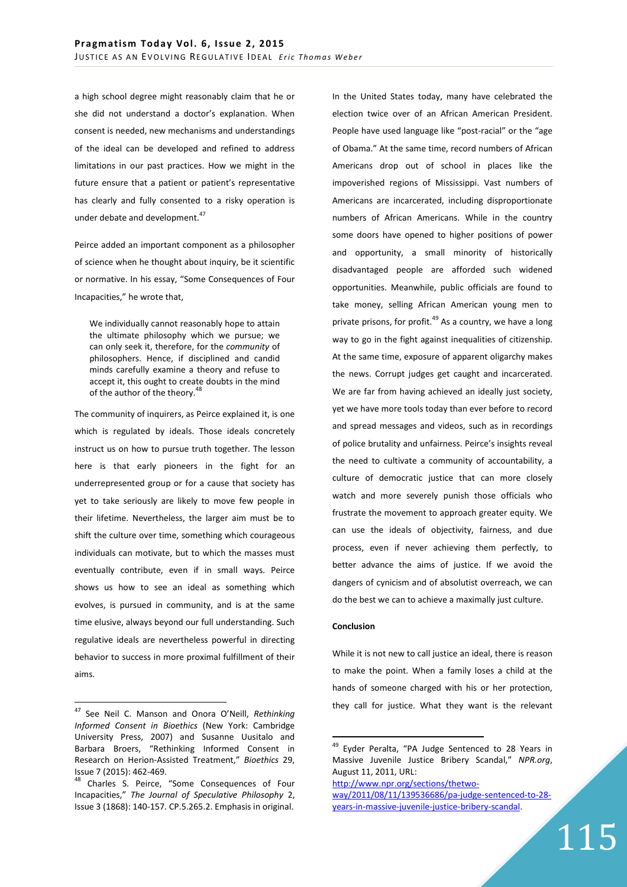a high school degree might reasonably claim that he or she did not understand a doctor's explanation. When consent is needed, new mechanisms and understandings of the ideal can be developed and refined to address limitations in our past practices. How we might in the future ensure that a patient or patient's representative has clearly and fully consented to a risky operation is under debate and development.[47]

Peirce added an important component as a philosopher of science when he thought about inquiry, be it scientific or normative. In his essay, "Some Consequences of Four Incapacities," he wrote that,

> We individually cannot reasonably hope to attain the ultimate philosophy which we pursue; we can only seek it, therefore, for the *community* of philosophers. Hence, if disciplined and candid minds carefully examine a theory and refuse to accept it, this ought to create doubts in the mind of the author of the theory.[48]

The community of inquirers, as Peirce explained it, is one which is regulated by ideals. Those ideals concretely instruct us on how to pursue truth together. The lesson here is that early pioneers in the fight for an underrepresented group or for a cause that society has yet to take seriously are likely to move few people in their lifetime. Nevertheless, the larger aim must be to shift the culture over time, something which courageous individuals can motivate, but to which the masses must eventually contribute, even if in small ways. Peirce shows us how to see an ideal as something which evolves, is pursued in community, and is at the same time elusive, always beyond our full understanding. Such regulative ideals are nevertheless powerful in directing behavior to success in more proximal fulfillment of their aims.

In the United States today, many have celebrated the election twice over of an African American President. People have used language like "post-racial" or the "age of Obama." At the same time, record numbers of African Americans drop out of school in places like the impoverished regions of Mississippi. Vast numbers of Americans are incarcerated, including disproportionate numbers of African Americans. While in the country some doors have opened to higher positions of power and opportunity, a small minority of historically disadvantaged people are afforded such widened opportunities. Meanwhile, public officials are found to take money, selling African American young men to private prisons, for profit.[49] As a country, we have a long way to go in the fight against inequalities of citizenship. At the same time, exposure of apparent oligarchy makes the news. Corrupt judges get caught and incarcerated. We are far from having achieved an ideally just society, yet we have more tools today than ever before to record and spread messages and videos, such as in recordings of police brutality and unfairness. Peirce's insights reveal the need to cultivate a community of accountability, a culture of democratic justice that can more closely watch and more severely punish those officials who frustrate the movement to approach greater equity. We can use the ideals of objectivity, fairness, and due process, even if never achieving them perfectly, to better advance the aims of justice. If we avoid the dangers of cynicism and of absolutist overreach, we can do the best we can to achieve a maximally just culture.

## Conclusion

While it is not new to call justice an ideal, there is reason to make the point. When a family loses a child at the hands of someone charged with his or her protection, they call for justice. What they want is the relevant

---

[47] See Neil C. Manson and Onora O'Neill, *Rethinking Informed Consent in Bioethics* (New York: Cambridge University Press, 2007) and Susanne Uusitalo and Barbara Broers, "Rethinking Informed Consent in Research on Herion-Assisted Treatment," *Bioethics* 29, Issue 7 (2015): 462-469.

[48] Charles S. Peirce, "Some Consequences of Four Incapacities," *The Journal of Speculative Philosophy* 2, Issue 3 (1868): 140-157. CP.5.265.2. Emphasis in original.

[49] Eyder Peralta, "PA Judge Sentenced to 28 Years in Massive Juvenile Justice Bribery Scandal," *NPR.org*, August 11, 2011, URL: http://www.npr.org/sections/thetwo-way/2011/08/11/139536686/pa-judge-sentenced-to-28-years-in-massive-juvenile-justice-bribery-scandal.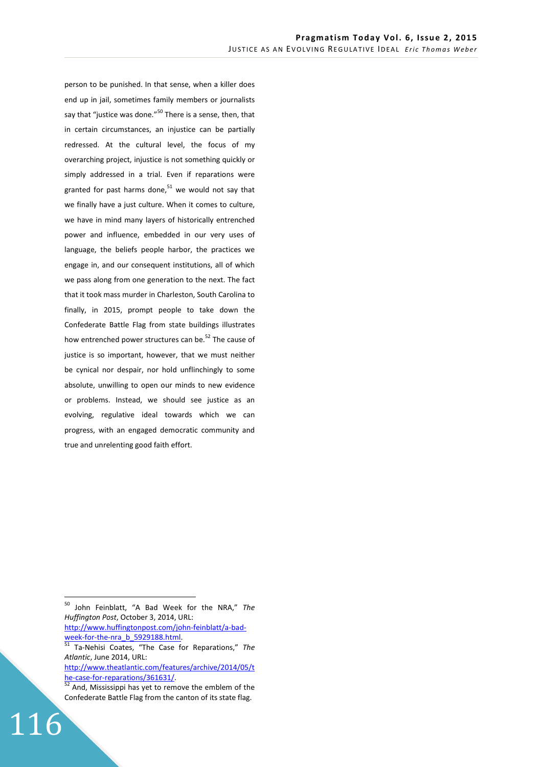person to be punished. In that sense, when a killer does end up in jail, sometimes family members or journalists say that "justice was done."[50] There is a sense, then, that in certain circumstances, an injustice can be partially redressed. At the cultural level, the focus of my overarching project, injustice is not something quickly or simply addressed in a trial. Even if reparations were granted for past harms done,[51] we would not say that we finally have a just culture. When it comes to culture, we have in mind many layers of historically entrenched power and influence, embedded in our very uses of language, the beliefs people harbor, the practices we engage in, and our consequent institutions, all of which we pass along from one generation to the next. The fact that it took mass murder in Charleston, South Carolina to finally, in 2015, prompt people to take down the Confederate Battle Flag from state buildings illustrates how entrenched power structures can be.[52] The cause of justice is so important, however, that we must neither be cynical nor despair, nor hold unflinchingly to some absolute, unwilling to open our minds to new evidence or problems. Instead, we should see justice as an evolving, regulative ideal towards which we can progress, with an engaged democratic community and true and unrelenting good faith effort.

---

[50] John Feinblatt, "A Bad Week for the NRA," *The Huffington Post*, October 3, 2014, URL: http://www.huffingtonpost.com/john-feinblatt/a-bad-week-for-the-nra_b_5929188.html.

[51] Ta-Nehisi Coates, "The Case for Reparations," *The Atlantic*, June 2014, URL: http://www.theatlantic.com/features/archive/2014/05/the-case-for-reparations/361631/.

[52] And, Mississippi has yet to remove the emblem of the Confederate Battle Flag from the canton of its state flag.